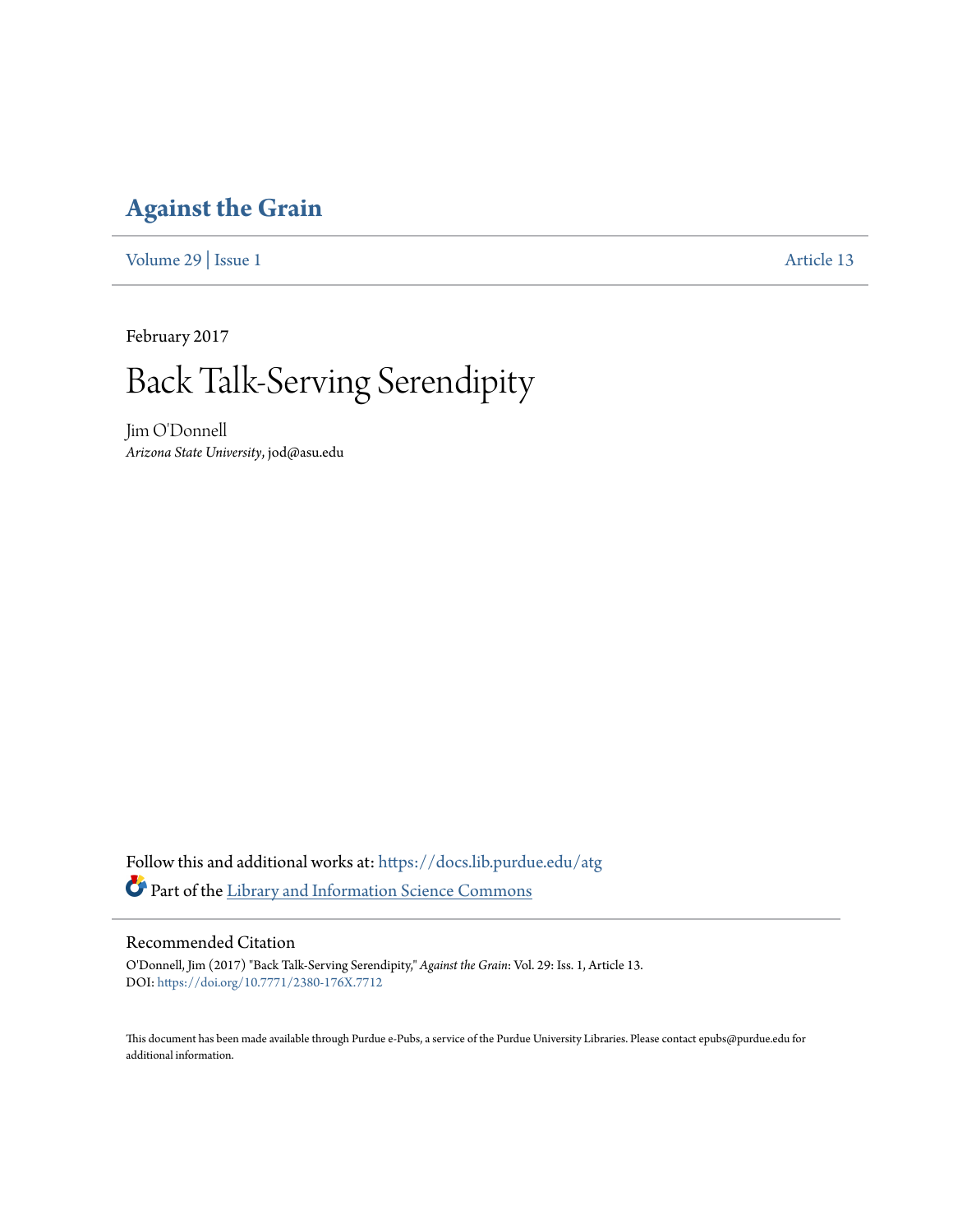# Against the Grain

Volume 29 | Issue 1 Article 13

February 2017

# Back Talk-Serving Serendipity

Jim O'Donnell
*Arizona State University*, jod@asu.edu

Follow this and additional works at: https://docs.lib.purdue.edu/atg

Part of the Library and Information Science Commons

## Recommended Citation

O'Donnell, Jim (2017) "Back Talk-Serving Serendipity," *Against the Grain*: Vol. 29: Iss. 1, Article 13.
DOI: https://doi.org/10.7771/2380-176X.7712

This document has been made available through Purdue e-Pubs, a service of the Purdue University Libraries. Please contact epubs@purdue.edu for additional information.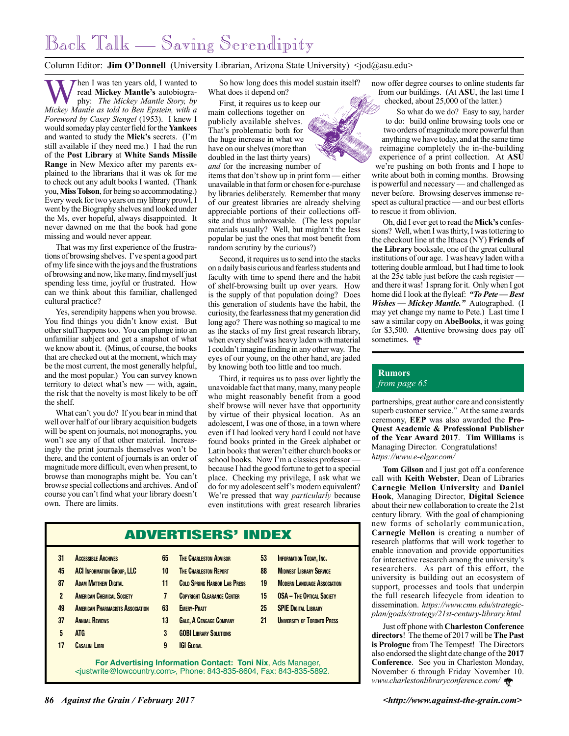# Back Talk — Saving Serendipity

Column Editor: **Jim O'Donnell** (University Librarian, Arizona State University) <jod@asu.edu>

When I was ten years old, I wanted to read **Mickey Mantle's** autobiography: *The Mickey Mantle Story, by Mickey Mantle as told to Ben Epstein, with a Foreword by Casey Stengel* (1953). I knew I would someday play center field for the **Yankees** and wanted to study the **Mick's** secrets. (I'm still available if they need me.) I had the run of the **Post Library** at **White Sands Missile Range** in New Mexico after my parents explained to the librarians that it was ok for me to check out any adult books I wanted. (Thank you, **Miss Tolson**, for being so accommodating.) Every week for two years on my library prowl, I went by the Biography shelves and looked under the Ms, ever hopeful, always disappointed. It never dawned on me that the book had gone missing and would never appear.

That was my first experience of the frustrations of browsing shelves. I've spent a good part of my life since with the joys and the frustrations of browsing and now, like many, find myself just spending less time, joyful or frustrated. How can we think about this familiar, challenged cultural practice?

Yes, serendipity happens when you browse. You find things you didn't know exist. But other stuff happens too. You can plunge into an unfamiliar subject and get a snapshot of what we know about it. (Minus, of course, the books that are checked out at the moment, which may be the most current, the most generally helpful, and the most popular.) You can survey known territory to detect what's new — with, again, the risk that the novelty is most likely to be off the shelf.

What can't you do? If you bear in mind that well over half of our library acquisition budgets will be spent on journals, not monographs, you won't see any of that other material. Increasingly the print journals themselves won't be there, and the content of journals is an order of magnitude more difficult, even when present, to browse than monographs might be. You can't browse special collections and archives. And of course you can't find what your library doesn't own. There are limits.

So how long does this model sustain itself? What does it depend on?

First, it requires us to keep our main collections together on publicly available shelves. That's problematic both for the huge increase in what we have on our shelves (more than doubled in the last thirty years) *and* for the increasing number of items that don't show up in print form — either unavailable in that form or chosen for e-purchase by libraries deliberately. Remember that many of our greatest libraries are already shelving appreciable portions of their collections offsite and thus unbrowsable. (The less popular materials usually? Well, but mightn't the less popular be just the ones that most benefit from random scrutiny by the curious?)

Second, it requires us to send into the stacks on a daily basis curious and fearless students and faculty with time to spend there and the habit of shelf-browsing built up over years. How is the supply of that population doing? Does this generation of students have the habit, the curiosity, the fearlessness that my generation did long ago? There was nothing so magical to me as the stacks of my first great research library, when every shelf was heavy laden with material I couldn't imagine finding in any other way. The eyes of our young, on the other hand, are jaded by knowing both too little and too much.

Third, it requires us to pass over lightly the unavoidable fact that many, many, many people who might reasonably benefit from a good shelf browse will never have that opportunity by virtue of their physical location. As an adolescent, I was one of those, in a town where even if I had looked very hard I could not have found books printed in the Greek alphabet or Latin books that weren't either church books or school books. Now I'm a classics professor — because I had the good fortune to get to a special place. Checking my privilege, I ask what we do for my adolescent self's modern equivalent? We're pressed that way *particularly* because even institutions with great research libraries now offer degree courses to online students far from our buildings. (At **ASU**, the last time I checked, about 25,000 of the latter.)

So what do we do? Easy to say, harder to do: build online browsing tools one or two orders of magnitude more powerful than anything we have today, and at the same time reimagine completely the in-the-building experience of a print collection. At **ASU** we're pushing on both fronts and I hope to write about both in coming months. Browsing is powerful and necessary — and challenged as never before. Browsing deserves immense respect as cultural practice — and our best efforts to rescue it from oblivion.

Oh, did I ever get to read the **Mick's** confessions? Well, when I was thirty, I was tottering to the checkout line at the Ithaca (NY) **Friends of the Library** booksale, one of the great cultural institutions of our age. I was heavy laden with a tottering double armload, but I had time to look at the 25¢ table just before the cash register — and there it was! I sprang for it. Only when I got home did I look at the flyleaf: ***"To Pete — Best Wishes — Mickey Mantle."*** Autographed. (I may yet change my name to Pete.) Last time I saw a similar copy on **AbeBooks**, it was going for $3,500. Attentive browsing does pay off sometimes.

## ADVERTISERS' INDEX

| | | | | | |
|---|---|---|---|---|---|
| 31 | Accessible Archives | 65 | The Charleston Advisor | 53 | Information Today, Inc. |
| 45 | ACI Information Group, LLC | 10 | The Charleston Report | 88 | Midwest Library Service |
| 87 | Adam Matthew Digital | 11 | Cold Spring Harbor Lab Press | 19 | Modern Language Association |
| 2 | American Chemical Society | 7 | Copyright Clearance Center | 15 | OSA – The Optical Society |
| 49 | American Pharmacists Association | 63 | Emery-Pratt | 25 | SPIE Digital Library |
| 37 | Annual Reviews | 13 | Gale, A Cengage Company | 21 | University of Toronto Press |
| 5 | ATG | 3 | GOBI Library Solutions | | |
| 17 | Casalini Libri | 9 | IGI Global | | |

**For Advertising Information Contact: Toni Nix**, Ads Manager, <justwrite@lowcountry.com>, Phone: 843-835-8604, Fax: 843-835-5892.

## Rumors
*from page 65*

partnerships, great author care and consistently superb customer service." At the same awards ceremony, **EEP** was also awarded the **ProQuest Academic & Professional Publisher of the Year Award 2017**. **Tim Williams** is Managing Director. Congratulations! *https://www.e-elgar.com/*

**Tom Gilson** and I just got off a conference call with **Keith Webster**, Dean of Libraries **Carnegie Mellon University** and **Daniel Hook**, Managing Director, **Digital Science** about their new collaboration to create the 21st century library. With the goal of championing new forms of scholarly communication, **Carnegie Mellon** is creating a number of research platforms that will work together to enable innovation and provide opportunities for interactive research among the university's researchers. As part of this effort, the university is building out an ecosystem of support, processes and tools that underpin the full research lifecycle from ideation to dissemination. *https://www.cmu.edu/strategic-plan/goals/strategy/21st-century-library.html*

Just off phone with **Charleston Conference directors**! The theme of 2017 will be **The Past is Prologue** from The Tempest! The Directors also endorsed the slight date change of the **2017 Conference**. See you in Charleston Monday, November 6 through Friday November 10. *www.charlestonlibraryconference.com/*